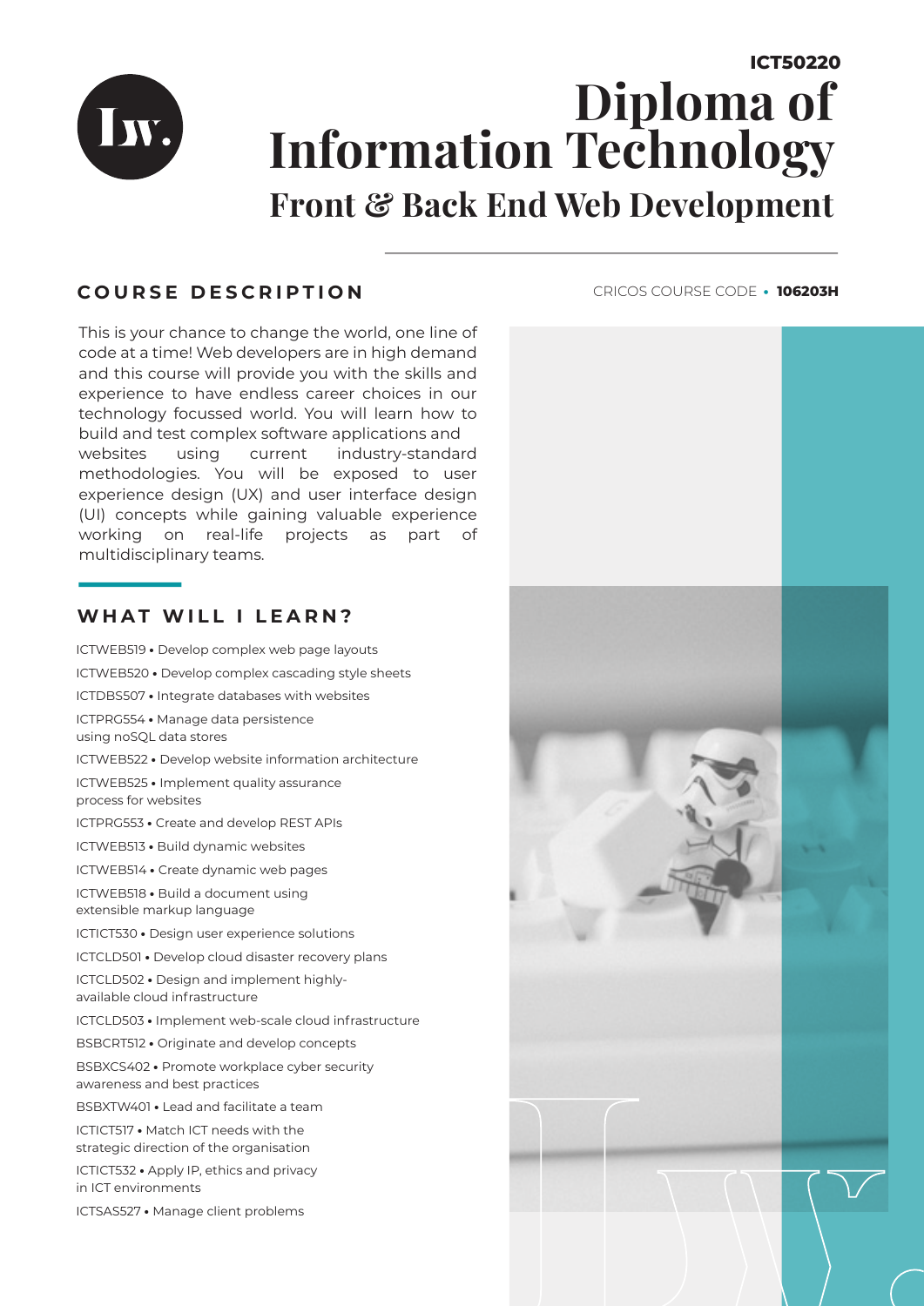**ICT50220**

# Diploma of Information Technology

## Front & Back End Web Development

## COURSE DESCRIPTION

CRICOS COURSE CODE • **106203H**

This is your chance to change the world, one line of code at a time! Web developers are in high demand and this course will provide you with the skills and experience to have endless career choices in our technology focussed world. You will learn how to build and test complex software applications and websites using current industry-standard methodologies. You will be exposed to user experience design (UX) and user interface design (UI) concepts while gaining valuable experience working on real-life projects as part of multidisciplinary teams.

## WHAT WILL I LEARN?

- ICTWEB519 • Develop complex web page layouts
- ICTWEB520 • Develop complex cascading style sheets
- ICTDBS507 • Integrate databases with websites
- ICTPRG554 • Manage data persistence using noSQL data stores
- ICTWEB522 • Develop website information architecture
- ICTWEB525 • Implement quality assurance process for websites
- ICTPRG553 • Create and develop REST APIs
- ICTWEB513 • Build dynamic websites
- ICTWEB514 • Create dynamic web pages
- ICTWEB518 • Build a document using extensible markup language
- ICTICT530 • Design user experience solutions
- ICTCLD501 • Develop cloud disaster recovery plans
- ICTCLD502 • Design and implement highly-available cloud infrastructure
- ICTCLD503 • Implement web-scale cloud infrastructure
- BSBCRT512 • Originate and develop concepts
- BSBXCS402 • Promote workplace cyber security awareness and best practices
- BSBXTW401 • Lead and facilitate a team
- ICTICT517 • Match ICT needs with the strategic direction of the organisation
- ICTICT532 • Apply IP, ethics and privacy in ICT environments
- ICTSAS527 • Manage client problems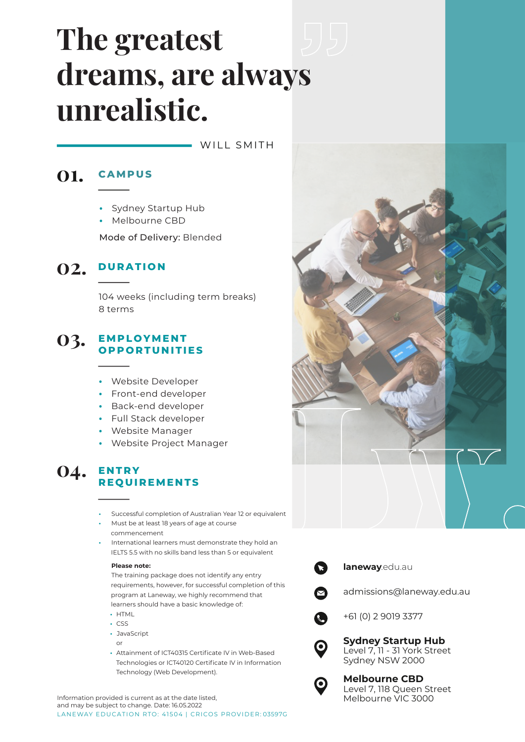# The greatest dreams, are always unrealistic.

WILL SMITH

## 01. CAMPUS

- Sydney Startup Hub
- Melbourne CBD

**Mode of Delivery:** Blended

## 02. DURATION

104 weeks (including term breaks)
8 terms

## 03. EMPLOYMENT OPPORTUNITIES

- Website Developer
- Front-end developer
- Back-end developer
- Full Stack developer
- Website Manager
- Website Project Manager

## 04. ENTRY REQUIREMENTS

- Successful completion of Australian Year 12 or equivalent
- Must be at least 18 years of age at course commencement
- International learners must demonstrate they hold an IELTS 5.5 with no skills band less than 5 or equivalent

**Please note:**
The training package does not identify any entry requirements, however, for successful completion of this program at Laneway, we highly recommend that learners should have a basic knowledge of:

- HTML
- CSS
- JavaScript

or

- Attainment of ICT40315 Certificate IV in Web-Based Technologies or ICT40120 Certificate IV in Information Technology (Web Development).

**laneway**.edu.au

admissions@laneway.edu.au

+61 (0) 2 9019 3377

**Sydney Startup Hub**
Level 7, 11 - 31 York Street
Sydney NSW 2000

**Melbourne CBD**
Level 7, 118 Queen Street
Melbourne VIC 3000

Information provided is current as at the date listed, and may be subject to change. Date: 16.05.2022

LANEWAY EDUCATION RTO: 41504 | CRICOS PROVIDER: 03597G